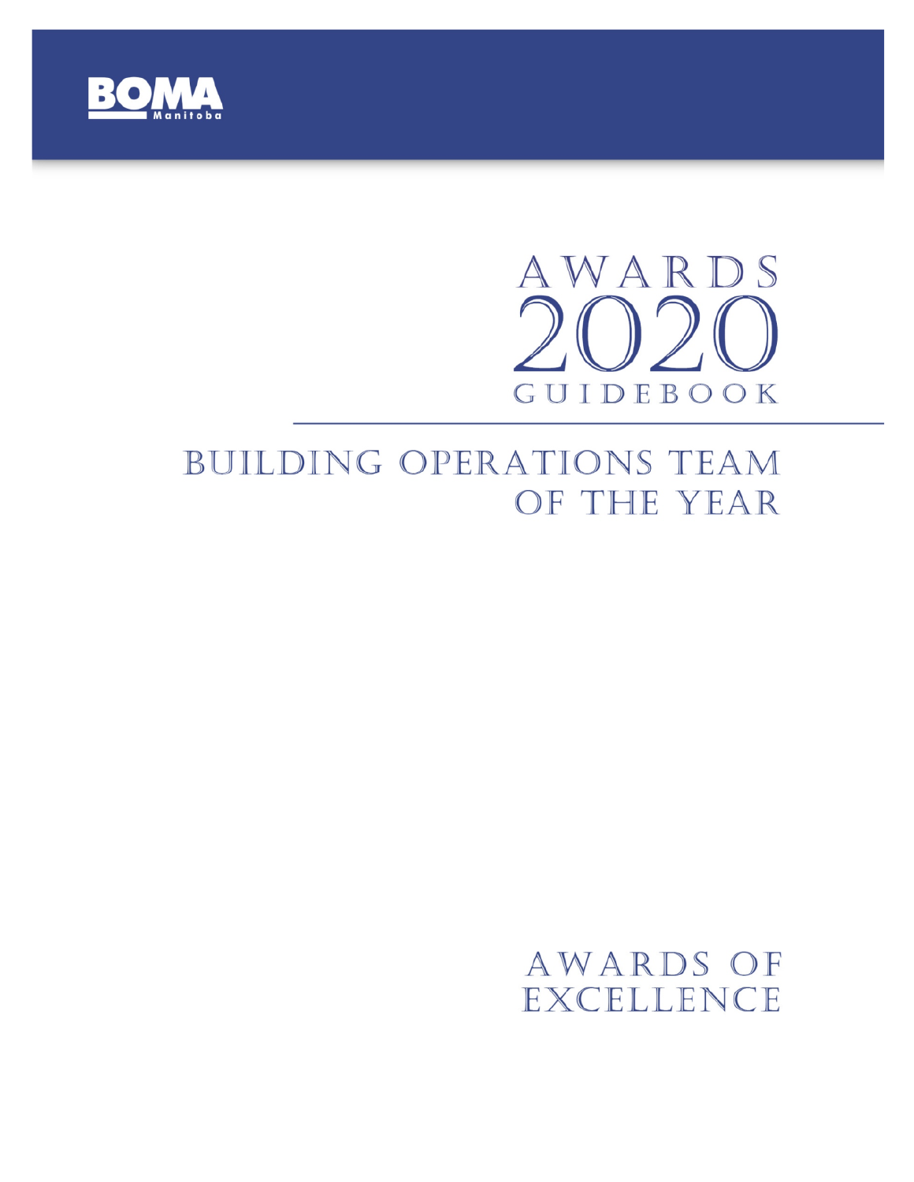BOMA Manitoba

# AWARDS 2020 GUIDEBOOK

## BUILDING OPERATIONS TEAM OF THE YEAR

AWARDS OF EXCELLENCE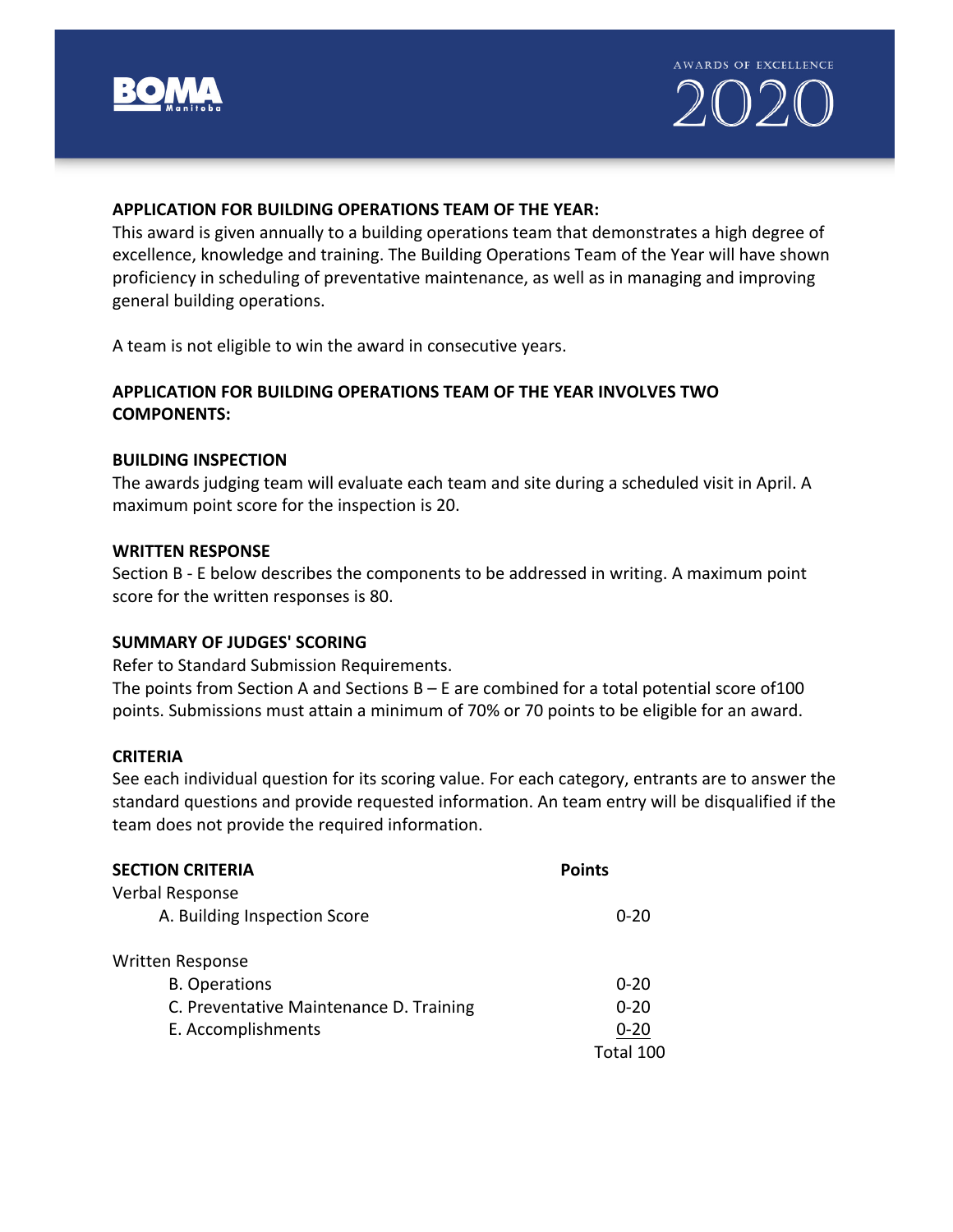**APPLICATION FOR BUILDING OPERATIONS TEAM OF THE YEAR:**

This award is given annually to a building operations team that demonstrates a high degree of excellence, knowledge and training. The Building Operations Team of the Year will have shown proficiency in scheduling of preventative maintenance, as well as in managing and improving general building operations.

A team is not eligible to win the award in consecutive years.

**APPLICATION FOR BUILDING OPERATIONS TEAM OF THE YEAR INVOLVES TWO COMPONENTS:**

**BUILDING INSPECTION**

The awards judging team will evaluate each team and site during a scheduled visit in April. A maximum point score for the inspection is 20.

**WRITTEN RESPONSE**

Section B - E below describes the components to be addressed in writing. A maximum point score for the written responses is 80.

**SUMMARY OF JUDGES' SCORING**

Refer to Standard Submission Requirements.

The points from Section A and Sections B – E are combined for a total potential score of100 points. Submissions must attain a minimum of 70% or 70 points to be eligible for an award.

**CRITERIA**

See each individual question for its scoring value. For each category, entrants are to answer the standard questions and provide requested information. An team entry will be disqualified if the team does not provide the required information.

| **SECTION CRITERIA** | **Points** |
|---|---|
| Verbal Response | |
| A. Building Inspection Score | 0-20 |
| Written Response | |
| B. Operations | 0-20 |
| C. Preventative Maintenance D. Training | 0-20 |
| E. Accomplishments | 0-20 |
| | Total 100 |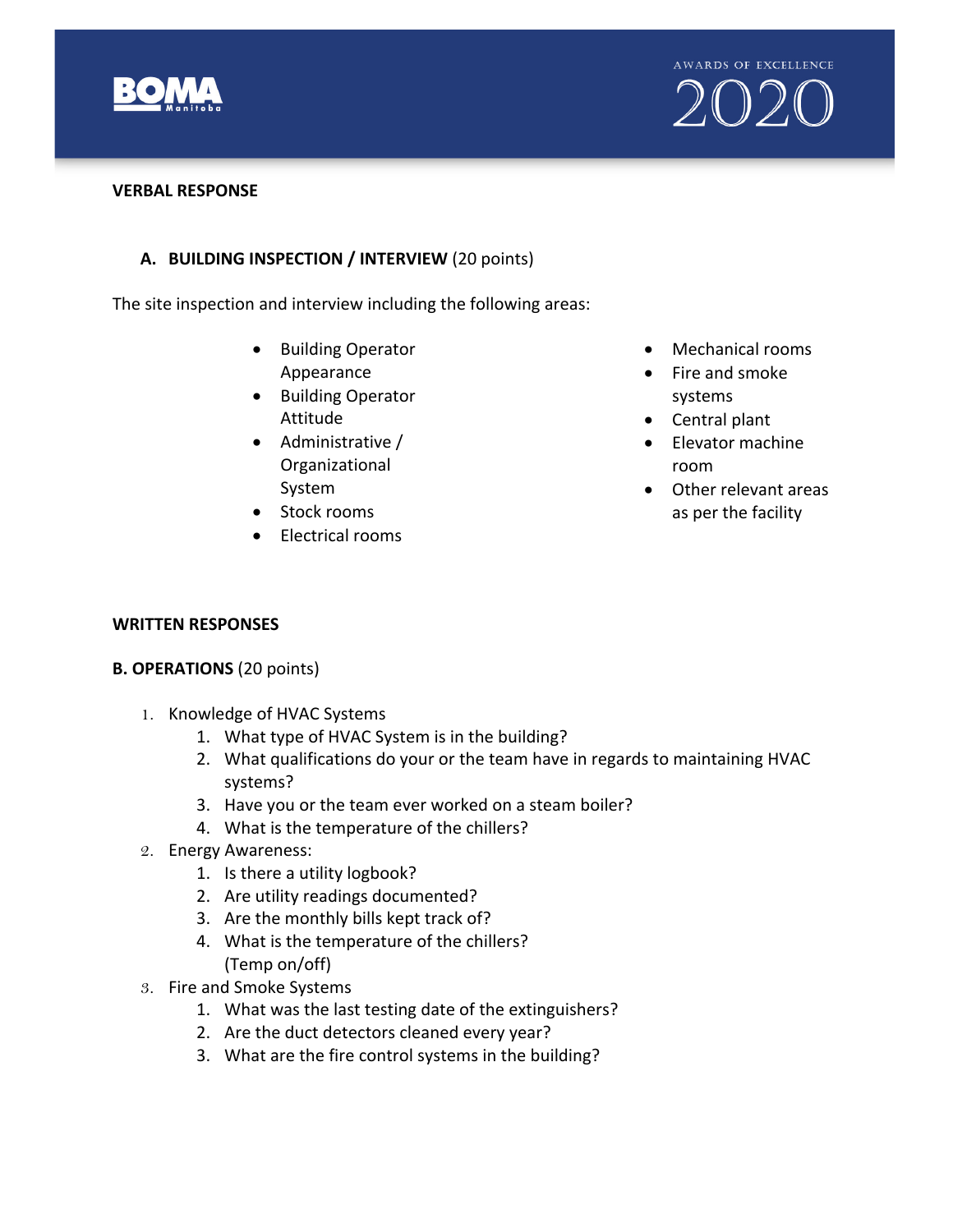**VERBAL RESPONSE**

**A. BUILDING INSPECTION / INTERVIEW** (20 points)

The site inspection and interview including the following areas:

- Building Operator Appearance
- Building Operator Attitude
- Administrative / Organizational System
- Stock rooms
- Electrical rooms
- Mechanical rooms
- Fire and smoke systems
- Central plant
- Elevator machine room
- Other relevant areas as per the facility

**WRITTEN RESPONSES**

**B. OPERATIONS** (20 points)

1. Knowledge of HVAC Systems
   1. What type of HVAC System is in the building?
   2. What qualifications do your or the team have in regards to maintaining HVAC systems?
   3. Have you or the team ever worked on a steam boiler?
   4. What is the temperature of the chillers?
2. Energy Awareness:
   1. Is there a utility logbook?
   2. Are utility readings documented?
   3. Are the monthly bills kept track of?
   4. What is the temperature of the chillers? (Temp on/off)
3. Fire and Smoke Systems
   1. What was the last testing date of the extinguishers?
   2. Are the duct detectors cleaned every year?
   3. What are the fire control systems in the building?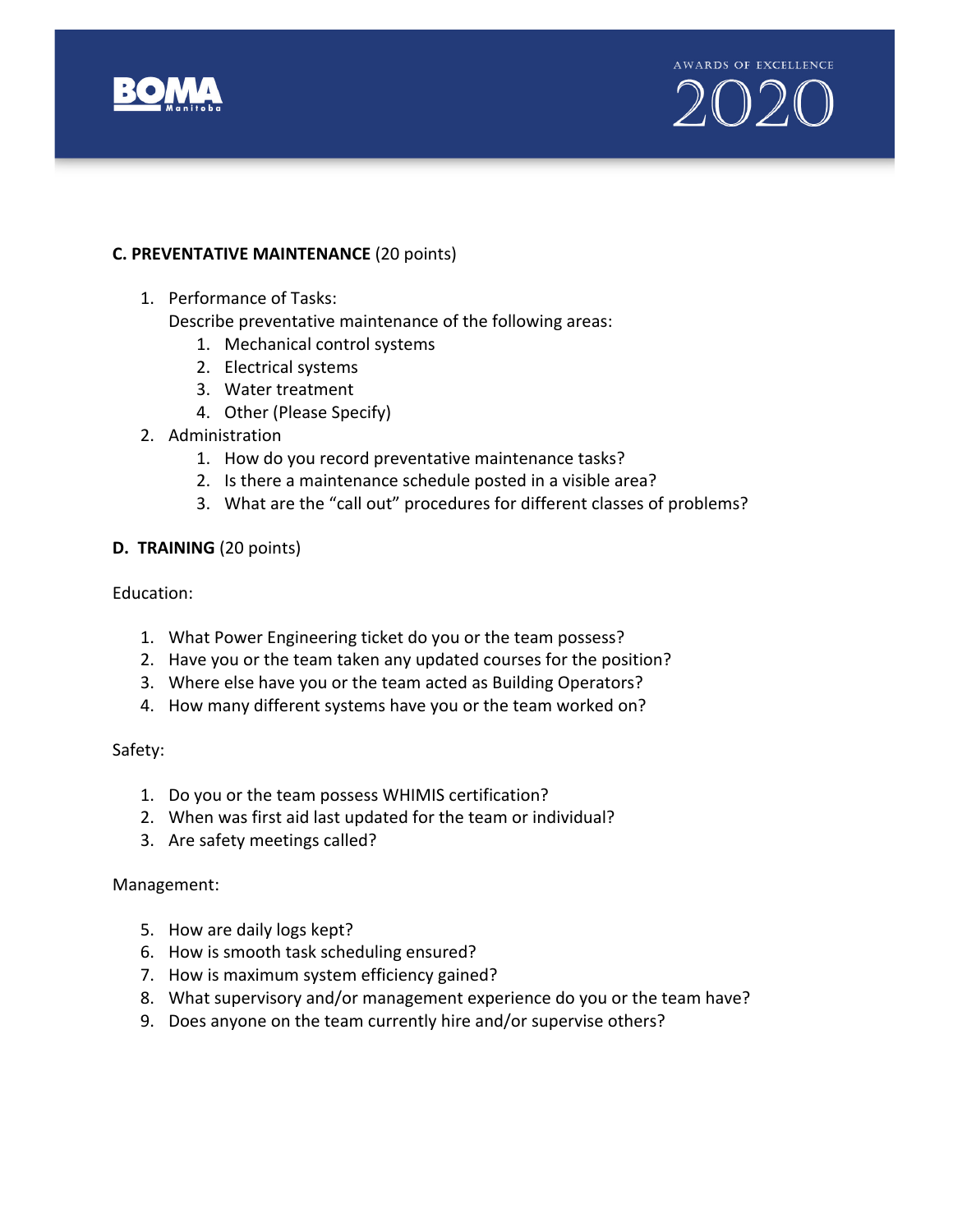**C. PREVENTATIVE MAINTENANCE** (20 points)

1. Performance of Tasks:
   Describe preventative maintenance of the following areas:
   1. Mechanical control systems
   2. Electrical systems
   3. Water treatment
   4. Other (Please Specify)
2. Administration
   1. How do you record preventative maintenance tasks?
   2. Is there a maintenance schedule posted in a visible area?
   3. What are the "call out" procedures for different classes of problems?

**D. TRAINING** (20 points)

Education:

1. What Power Engineering ticket do you or the team possess?
2. Have you or the team taken any updated courses for the position?
3. Where else have you or the team acted as Building Operators?
4. How many different systems have you or the team worked on?

Safety:

1. Do you or the team possess WHIMIS certification?
2. When was first aid last updated for the team or individual?
3. Are safety meetings called?

Management:

5. How are daily logs kept?
6. How is smooth task scheduling ensured?
7. How is maximum system efficiency gained?
8. What supervisory and/or management experience do you or the team have?
9. Does anyone on the team currently hire and/or supervise others?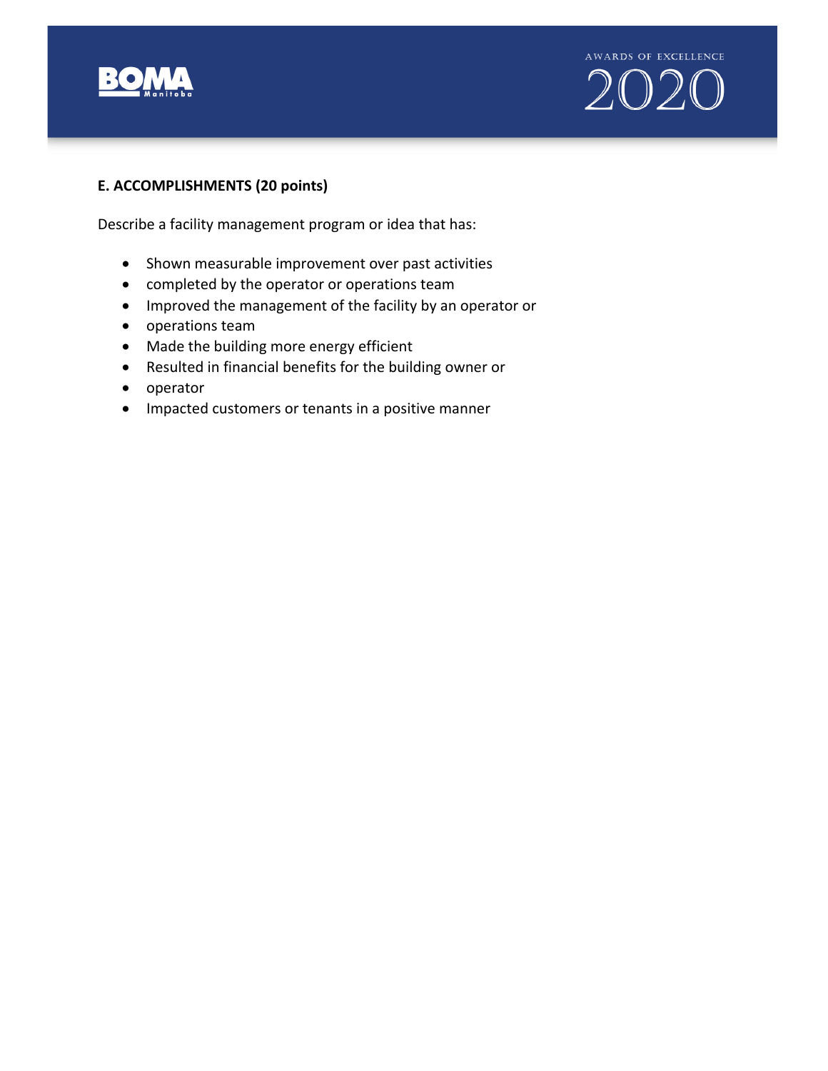## E. ACCOMPLISHMENTS (20 points)

Describe a facility management program or idea that has:

- Shown measurable improvement over past activities
- completed by the operator or operations team
- Improved the management of the facility by an operator or
- operations team
- Made the building more energy efficient
- Resulted in financial benefits for the building owner or
- operator
- Impacted customers or tenants in a positive manner